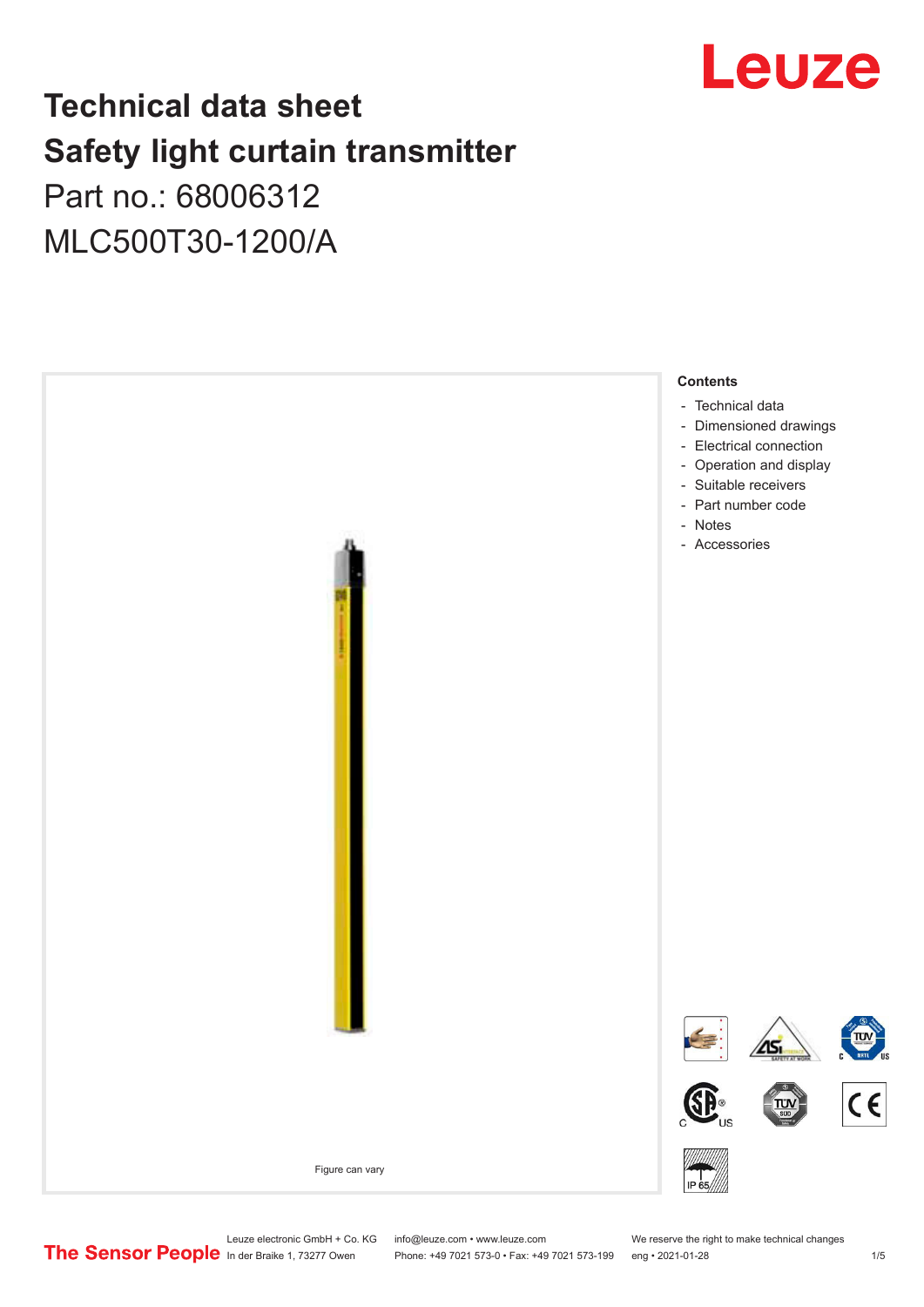# Technical data sheet
# Safety light curtain transmitter

Part no.: 68006312

MLC500T30-1200/A

Figure can vary

**Contents**

- Technical data
- Dimensioned drawings
- Electrical connection
- Operation and display
- Suitable receivers
- Part number code
- Notes
- Accessories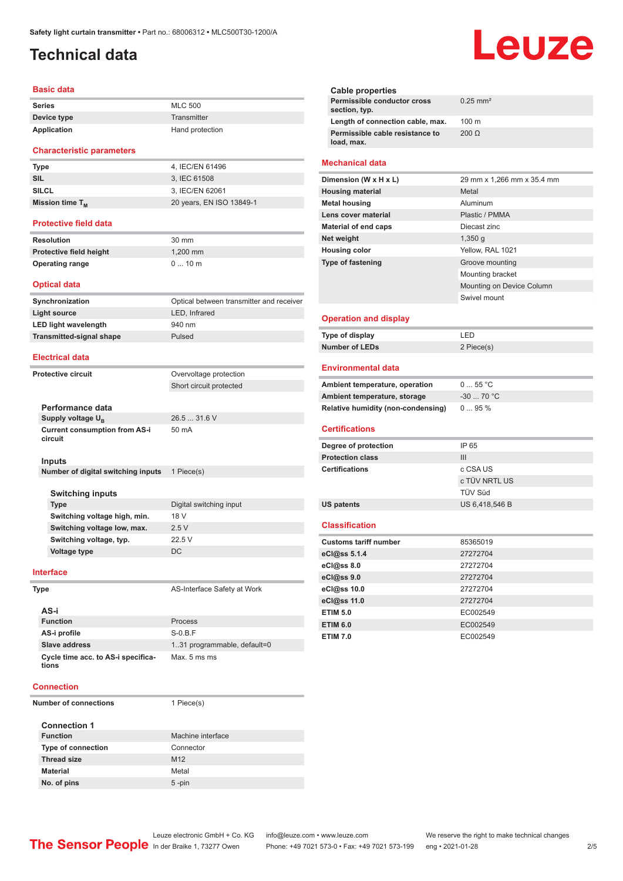Safety light curtain transmitter • Part no.: 68006312 • MLC500T30-1200/A

# Technical data

## Basic data

| | |
|---|---|
| **Series** | MLC 500 |
| **Device type** | Transmitter |
| **Application** | Hand protection |

## Characteristic parameters

| | |
|---|---|
| **Type** | 4, IEC/EN 61496 |
| **SIL** | 3, IEC 61508 |
| **SILCL** | 3, IEC/EN 62061 |
| **Mission time $T_M$** | 20 years, EN ISO 13849-1 |

## Protective field data

| | |
|---|---|
| **Resolution** | 30 mm |
| **Protective field height** | 1,200 mm |
| **Operating range** | 0 ... 10 m |

## Optical data

| | |
|---|---|
| **Synchronization** | Optical between transmitter and receiver |
| **Light source** | LED, Infrared |
| **LED light wavelength** | 940 nm |
| **Transmitted-signal shape** | Pulsed |

## Electrical data

| | |
|---|---|
| **Protective circuit** | Overvoltage protection |
| | Short circuit protected |

### Performance data

| | |
|---|---|
| **Supply voltage $U_B$** | 26.5 ... 31.6 V |
| **Current consumption from AS-i circuit** | 50 mA |

### Inputs

| | |
|---|---|
| **Number of digital switching inputs** | 1 Piece(s) |

#### Switching inputs

| | |
|---|---|
| **Type** | Digital switching input |
| **Switching voltage high, min.** | 18 V |
| **Switching voltage low, max.** | 2.5 V |
| **Switching voltage, typ.** | 22.5 V |
| **Voltage type** | DC |

## Interface

| | |
|---|---|
| **Type** | AS-Interface Safety at Work |

### AS-i

| | |
|---|---|
| **Function** | Process |
| **AS-i profile** | S-0.B.F |
| **Slave address** | 1..31 programmable, default=0 |
| **Cycle time acc. to AS-i specifications** | Max. 5 ms ms |

## Connection

| | |
|---|---|
| **Number of connections** | 1 Piece(s) |

### Connection 1

| | |
|---|---|
| **Function** | Machine interface |
| **Type of connection** | Connector |
| **Thread size** | M12 |
| **Material** | Metal |
| **No. of pins** | 5 -pin |

### Cable properties

| | |
|---|---|
| **Permissible conductor cross section, typ.** | 0.25 mm² |
| **Length of connection cable, max.** | 100 m |
| **Permissible cable resistance to load, max.** | 200 Ω |

## Mechanical data

| | |
|---|---|
| **Dimension (W x H x L)** | 29 mm x 1,266 mm x 35.4 mm |
| **Housing material** | Metal |
| **Metal housing** | Aluminum |
| **Lens cover material** | Plastic / PMMA |
| **Material of end caps** | Diecast zinc |
| **Net weight** | 1,350 g |
| **Housing color** | Yellow, RAL 1021 |
| **Type of fastening** | Groove mounting |
| | Mounting bracket |
| | Mounting on Device Column |
| | Swivel mount |

## Operation and display

| | |
|---|---|
| **Type of display** | LED |
| **Number of LEDs** | 2 Piece(s) |

## Environmental data

| | |
|---|---|
| **Ambient temperature, operation** | 0 ... 55 °C |
| **Ambient temperature, storage** | -30 ... 70 °C |
| **Relative humidity (non-condensing)** | 0 ... 95 % |

## Certifications

| | |
|---|---|
| **Degree of protection** | IP 65 |
| **Protection class** | III |
| **Certifications** | c CSA US |
| | c TÜV NRTL US |
| | TÜV Süd |
| **US patents** | US 6,418,546 B |

## Classification

| | |
|---|---|
| **Customs tariff number** | 85365019 |
| **eCl@ss 5.1.4** | 27272704 |
| **eCl@ss 8.0** | 27272704 |
| **eCl@ss 9.0** | 27272704 |
| **eCl@ss 10.0** | 27272704 |
| **eCl@ss 11.0** | 27272704 |
| **ETIM 5.0** | EC002549 |
| **ETIM 6.0** | EC002549 |
| **ETIM 7.0** | EC002549 |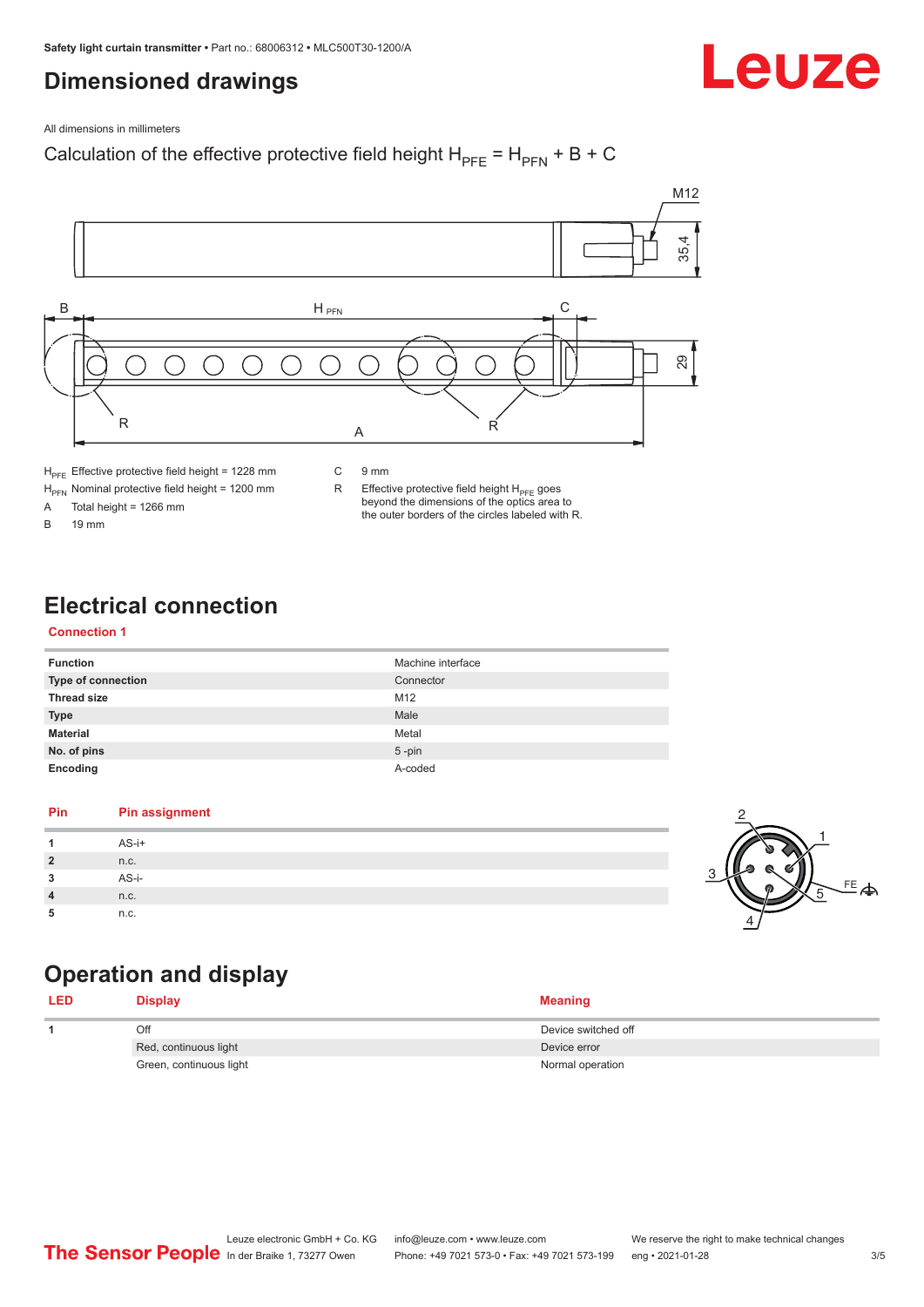# Dimensioned drawings

All dimensions in millimeters

Calculation of the effective protective field height $H_{PFE} = H_{PFN} + B + C$

M12

35,4

B

$H_{PFN}$

C

29

R

A

R

$H_{PFE}$ Effective protective field height = 1228 mm

$H_{PFN}$ Nominal protective field height = 1200 mm

A Total height = 1266 mm

B 19 mm

C 9 mm

R Effective protective field height $H_{PFE}$ goes beyond the dimensions of the optics area to the outer borders of the circles labeled with R.

# Electrical connection

**Connection 1**

| | |
|---|---|
| **Function** | Machine interface |
| **Type of connection** | Connector |
| **Thread size** | M12 |
| **Type** | Male |
| **Material** | Metal |
| **No. of pins** | 5 -pin |
| **Encoding** | A-coded |

| Pin | Pin assignment |
|---|---|
| **1** | AS-i+ |
| **2** | n.c. |
| **3** | AS-i- |
| **4** | n.c. |
| **5** | n.c. |

2

1

3

5

FE

4

# Operation and display

| LED | Display | Meaning |
|---|---|---|
| **1** | Off | Device switched off |
| | Red, continuous light | Device error |
| | Green, continuous light | Normal operation |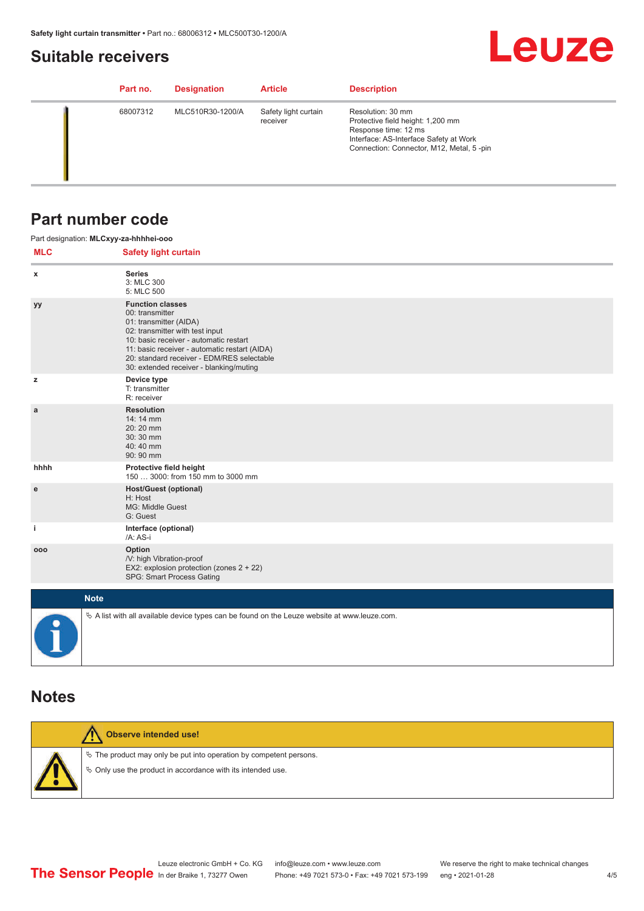## Suitable receivers

| | Part no. | Designation | Article | Description |
|---|---|---|---|---|
| | 68007312 | MLC510R30-1200/A | Safety light curtain receiver | Resolution: 30 mm<br>Protective field height: 1,200 mm<br>Response time: 12 ms<br>Interface: AS-Interface Safety at Work<br>Connection: Connector, M12, Metal, 5 -pin |

## Part number code

Part designation: **MLCxyy-za-hhhhei-ooo**

| MLC | Safety light curtain |
|---|---|
| x | **Series**<br>3: MLC 300<br>5: MLC 500 |
| yy | **Function classes**<br>00: transmitter<br>01: transmitter (AIDA)<br>02: transmitter with test input<br>10: basic receiver - automatic restart<br>11: basic receiver - automatic restart (AIDA)<br>20: standard receiver - EDM/RES selectable<br>30: extended receiver - blanking/muting |
| z | **Device type**<br>T: transmitter<br>R: receiver |
| a | **Resolution**<br>14: 14 mm<br>20: 20 mm<br>30: 30 mm<br>40: 40 mm<br>90: 90 mm |
| hhhh | **Protective field height**<br>150 … 3000: from 150 mm to 3000 mm |
| e | **Host/Guest (optional)**<br>H: Host<br>MG: Middle Guest<br>G: Guest |
| i | **Interface (optional)**<br>/A: AS-i |
| ooo | **Option**<br>/V: high Vibration-proof<br>EX2: explosion protection (zones 2 + 22)<br>SPG: Smart Process Gating |

**Note**

✎ A list with all available device types can be found on the Leuze website at www.leuze.com.

## Notes

**Observe intended use!**

✎ The product may only be put into operation by competent persons.

✎ Only use the product in accordance with its intended use.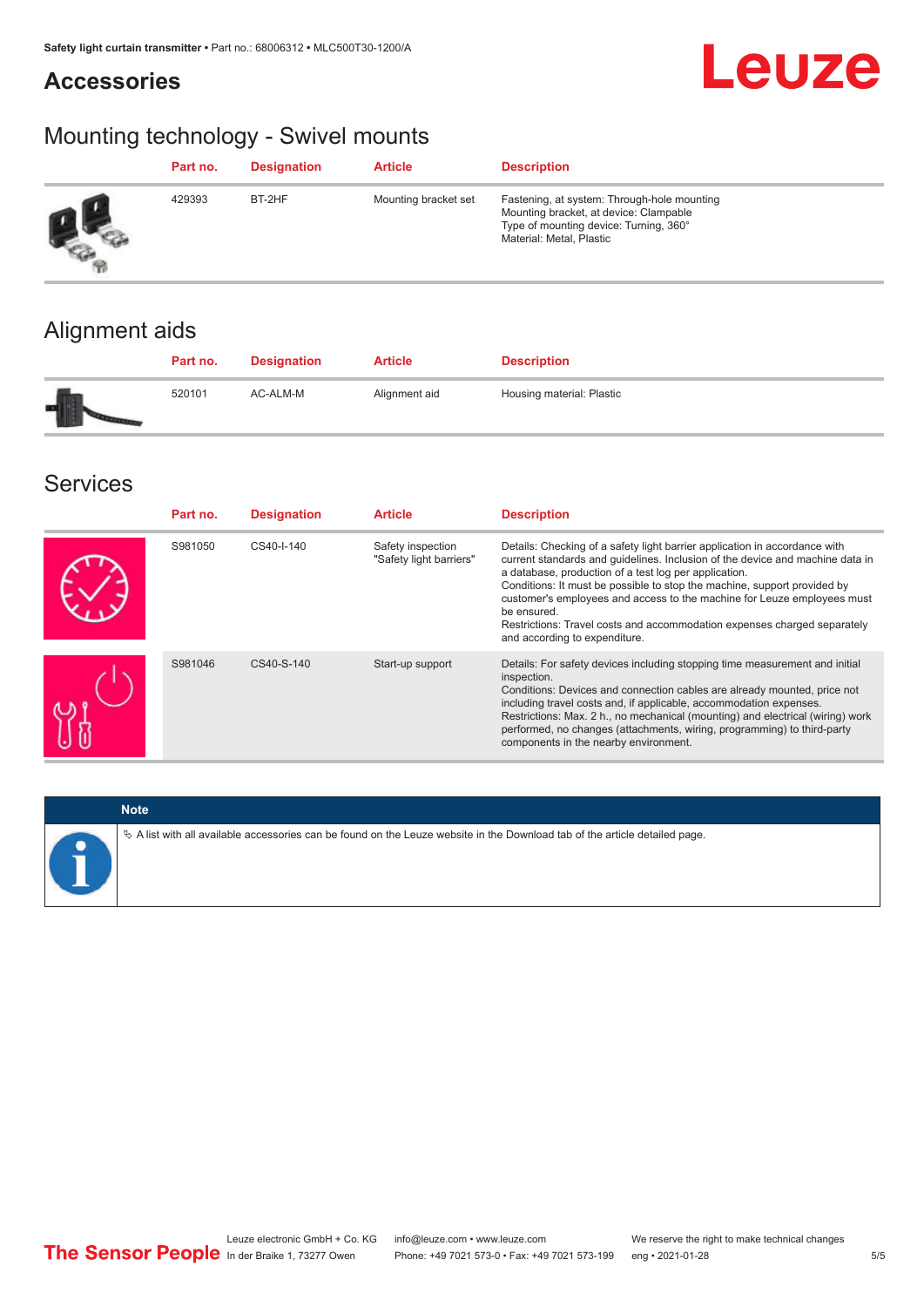## Accessories

### Mounting technology - Swivel mounts

| | Part no. | Designation | Article | Description |
|---|---|---|---|---|
| | 429393 | BT-2HF | Mounting bracket set | Fastening, at system: Through-hole mounting<br>Mounting bracket, at device: Clampable<br>Type of mounting device: Turning, 360°<br>Material: Metal, Plastic |

### Alignment aids

| | Part no. | Designation | Article | Description |
|---|---|---|---|---|
| | 520101 | AC-ALM-M | Alignment aid | Housing material: Plastic |

### Services

| | Part no. | Designation | Article | Description |
|---|---|---|---|---|
| | S981050 | CS40-I-140 | Safety inspection "Safety light barriers" | Details: Checking of a safety light barrier application in accordance with current standards and guidelines. Inclusion of the device and machine data in a database, production of a test log per application.<br>Conditions: It must be possible to stop the machine, support provided by customer's employees and access to the machine for Leuze employees must be ensured.<br>Restrictions: Travel costs and accommodation expenses charged separately and according to expenditure. |
| | S981046 | CS40-S-140 | Start-up support | Details: For safety devices including stopping time measurement and initial inspection.<br>Conditions: Devices and connection cables are already mounted, price not including travel costs and, if applicable, accommodation expenses.<br>Restrictions: Max. 2 h., no mechanical (mounting) and electrical (wiring) work performed, no changes (attachments, wiring, programming) to third-party components in the nearby environment. |

**Note**

↳ A list with all available accessories can be found on the Leuze website in the Download tab of the article detailed page.